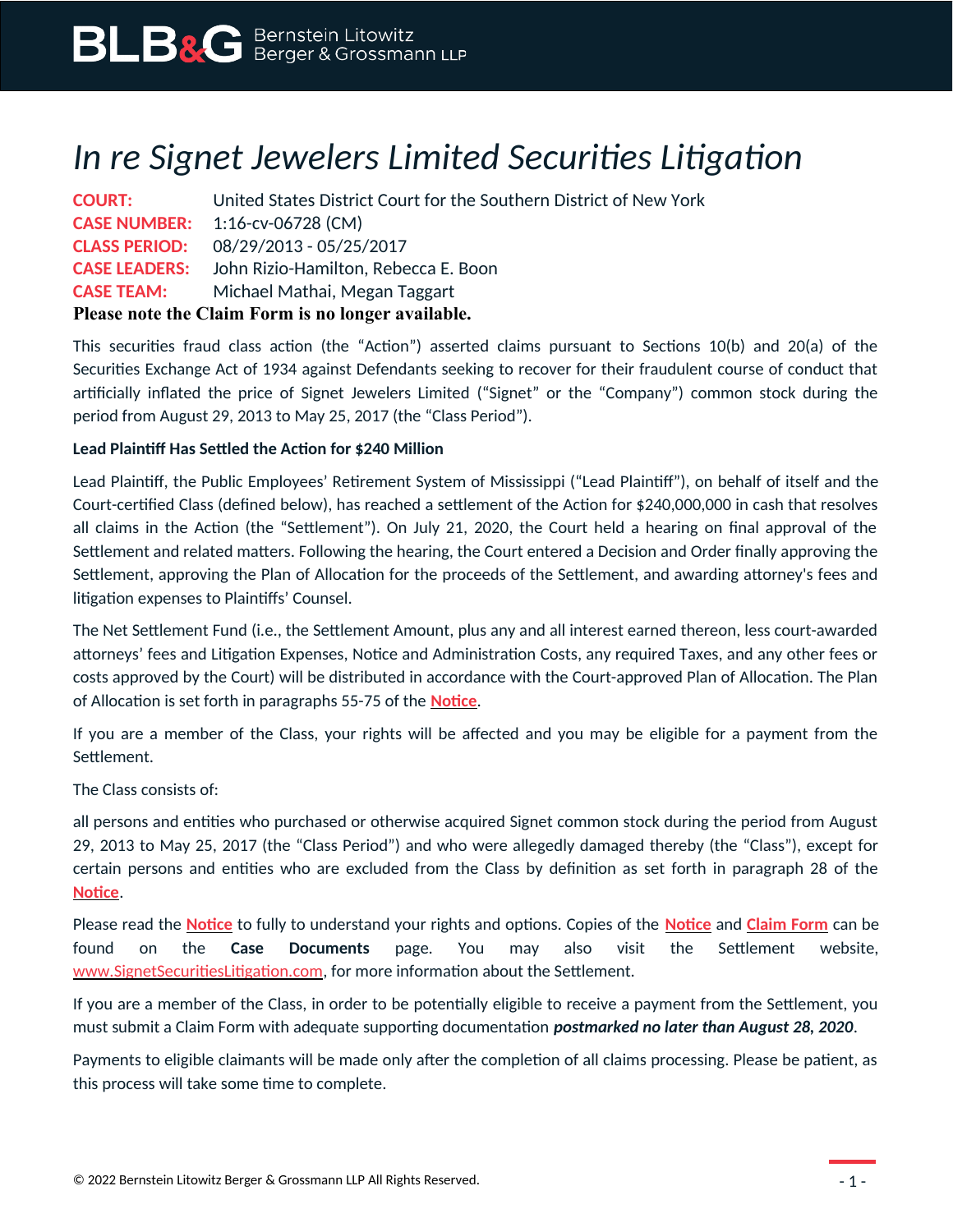**BLB&G** Bernstein Litowitz Berger & Grossmann LLP

# *In re Signet Jewelers Limited Securities Litigation*

**COURT:** United States District Court for the Southern District of New York
**CASE NUMBER:** 1:16-cv-06728 (CM)
**CLASS PERIOD:** 08/29/2013 - 05/25/2017
**CASE LEADERS:** John Rizio-Hamilton, Rebecca E. Boon
**CASE TEAM:** Michael Mathai, Megan Taggart

**Please note the Claim Form is no longer available.**

This securities fraud class action (the "Action") asserted claims pursuant to Sections 10(b) and 20(a) of the Securities Exchange Act of 1934 against Defendants seeking to recover for their fraudulent course of conduct that artificially inflated the price of Signet Jewelers Limited ("Signet" or the "Company") common stock during the period from August 29, 2013 to May 25, 2017 (the "Class Period").

**Lead Plaintiff Has Settled the Action for $240 Million**

Lead Plaintiff, the Public Employees' Retirement System of Mississippi ("Lead Plaintiff"), on behalf of itself and the Court-certified Class (defined below), has reached a settlement of the Action for $240,000,000 in cash that resolves all claims in the Action (the "Settlement"). On July 21, 2020, the Court held a hearing on final approval of the Settlement and related matters. Following the hearing, the Court entered a Decision and Order finally approving the Settlement, approving the Plan of Allocation for the proceeds of the Settlement, and awarding attorney's fees and litigation expenses to Plaintiffs' Counsel.

The Net Settlement Fund (i.e., the Settlement Amount, plus any and all interest earned thereon, less court-awarded attorneys' fees and Litigation Expenses, Notice and Administration Costs, any required Taxes, and any other fees or costs approved by the Court) will be distributed in accordance with the Court-approved Plan of Allocation. The Plan of Allocation is set forth in paragraphs 55-75 of the **Notice**.

If you are a member of the Class, your rights will be affected and you may be eligible for a payment from the Settlement.

The Class consists of:

all persons and entities who purchased or otherwise acquired Signet common stock during the period from August 29, 2013 to May 25, 2017 (the "Class Period") and who were allegedly damaged thereby (the "Class"), except for certain persons and entities who are excluded from the Class by definition as set forth in paragraph 28 of the **Notice**.

Please read the **Notice** to fully to understand your rights and options. Copies of the **Notice** and **Claim Form** can be found on the **Case Documents** page. You may also visit the Settlement website, www.SignetSecuritiesLitigation.com, for more information about the Settlement.

If you are a member of the Class, in order to be potentially eligible to receive a payment from the Settlement, you must submit a Claim Form with adequate supporting documentation ***postmarked no later than August 28, 2020***.

Payments to eligible claimants will be made only after the completion of all claims processing. Please be patient, as this process will take some time to complete.

© 2022 Bernstein Litowitz Berger & Grossmann LLP All Rights Reserved.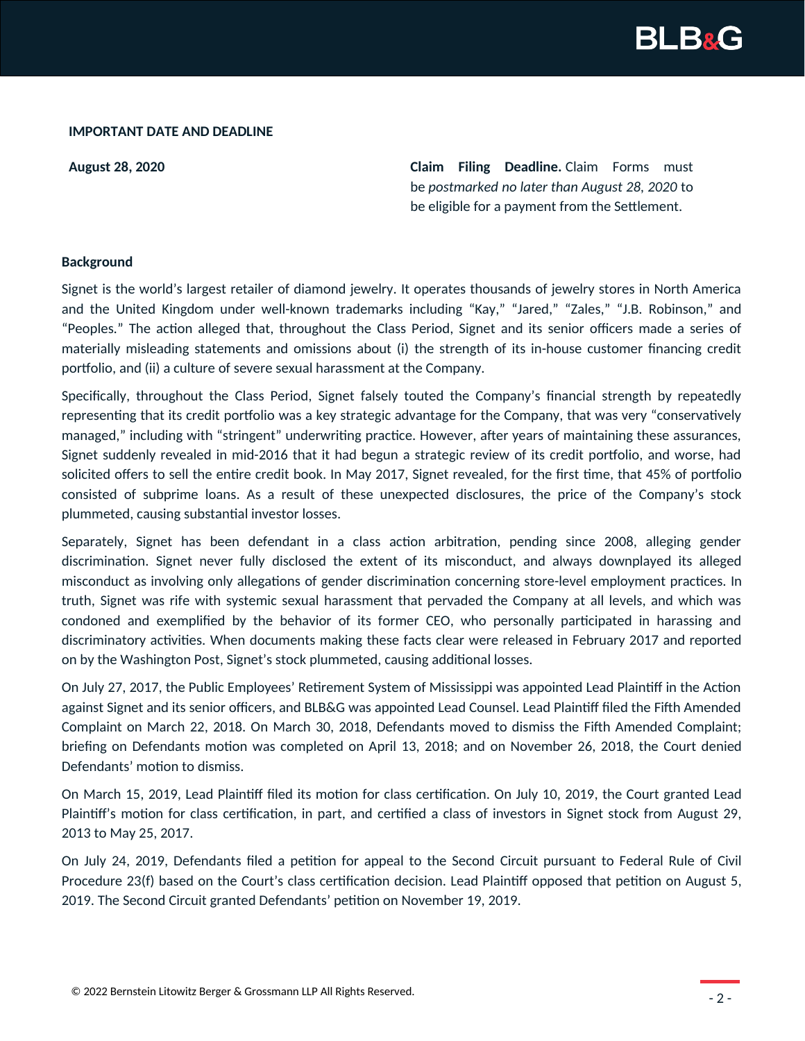**IMPORTANT DATE AND DEADLINE**

| | |
|---|---|
| **August 28, 2020** | **Claim Filing Deadline.** Claim Forms must be *postmarked no later than August 28, 2020* to be eligible for a payment from the Settlement. |

**Background**

Signet is the world's largest retailer of diamond jewelry. It operates thousands of jewelry stores in North America and the United Kingdom under well-known trademarks including "Kay," "Jared," "Zales," "J.B. Robinson," and "Peoples." The action alleged that, throughout the Class Period, Signet and its senior officers made a series of materially misleading statements and omissions about (i) the strength of its in-house customer financing credit portfolio, and (ii) a culture of severe sexual harassment at the Company.

Specifically, throughout the Class Period, Signet falsely touted the Company's financial strength by repeatedly representing that its credit portfolio was a key strategic advantage for the Company, that was very "conservatively managed," including with "stringent" underwriting practice. However, after years of maintaining these assurances, Signet suddenly revealed in mid-2016 that it had begun a strategic review of its credit portfolio, and worse, had solicited offers to sell the entire credit book. In May 2017, Signet revealed, for the first time, that 45% of portfolio consisted of subprime loans. As a result of these unexpected disclosures, the price of the Company's stock plummeted, causing substantial investor losses.

Separately, Signet has been defendant in a class action arbitration, pending since 2008, alleging gender discrimination. Signet never fully disclosed the extent of its misconduct, and always downplayed its alleged misconduct as involving only allegations of gender discrimination concerning store-level employment practices. In truth, Signet was rife with systemic sexual harassment that pervaded the Company at all levels, and which was condoned and exemplified by the behavior of its former CEO, who personally participated in harassing and discriminatory activities. When documents making these facts clear were released in February 2017 and reported on by the Washington Post, Signet's stock plummeted, causing additional losses.

On July 27, 2017, the Public Employees' Retirement System of Mississippi was appointed Lead Plaintiff in the Action against Signet and its senior officers, and BLB&G was appointed Lead Counsel. Lead Plaintiff filed the Fifth Amended Complaint on March 22, 2018. On March 30, 2018, Defendants moved to dismiss the Fifth Amended Complaint; briefing on Defendants motion was completed on April 13, 2018; and on November 26, 2018, the Court denied Defendants' motion to dismiss.

On March 15, 2019, Lead Plaintiff filed its motion for class certification. On July 10, 2019, the Court granted Lead Plaintiff's motion for class certification, in part, and certified a class of investors in Signet stock from August 29, 2013 to May 25, 2017.

On July 24, 2019, Defendants filed a petition for appeal to the Second Circuit pursuant to Federal Rule of Civil Procedure 23(f) based on the Court's class certification decision. Lead Plaintiff opposed that petition on August 5, 2019. The Second Circuit granted Defendants' petition on November 19, 2019.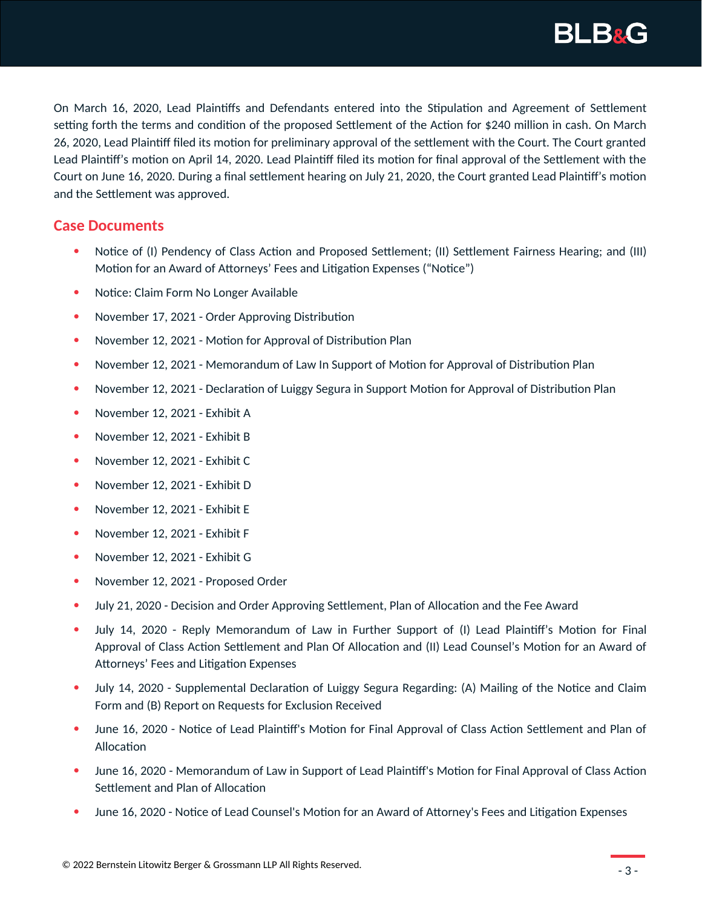On March 16, 2020, Lead Plaintiffs and Defendants entered into the Stipulation and Agreement of Settlement setting forth the terms and condition of the proposed Settlement of the Action for $240 million in cash. On March 26, 2020, Lead Plaintiff filed its motion for preliminary approval of the settlement with the Court. The Court granted Lead Plaintiff's motion on April 14, 2020. Lead Plaintiff filed its motion for final approval of the Settlement with the Court on June 16, 2020. During a final settlement hearing on July 21, 2020, the Court granted Lead Plaintiff's motion and the Settlement was approved.

## Case Documents

- Notice of (I) Pendency of Class Action and Proposed Settlement; (II) Settlement Fairness Hearing; and (III) Motion for an Award of Attorneys' Fees and Litigation Expenses ("Notice")
- Notice: Claim Form No Longer Available
- November 17, 2021 - Order Approving Distribution
- November 12, 2021 - Motion for Approval of Distribution Plan
- November 12, 2021 - Memorandum of Law In Support of Motion for Approval of Distribution Plan
- November 12, 2021 - Declaration of Luiggy Segura in Support Motion for Approval of Distribution Plan
- November 12, 2021 - Exhibit A
- November 12, 2021 - Exhibit B
- November 12, 2021 - Exhibit C
- November 12, 2021 - Exhibit D
- November 12, 2021 - Exhibit E
- November 12, 2021 - Exhibit F
- November 12, 2021 - Exhibit G
- November 12, 2021 - Proposed Order
- July 21, 2020 - Decision and Order Approving Settlement, Plan of Allocation and the Fee Award
- July 14, 2020 - Reply Memorandum of Law in Further Support of (I) Lead Plaintiff's Motion for Final Approval of Class Action Settlement and Plan Of Allocation and (II) Lead Counsel's Motion for an Award of Attorneys' Fees and Litigation Expenses
- July 14, 2020 - Supplemental Declaration of Luiggy Segura Regarding: (A) Mailing of the Notice and Claim Form and (B) Report on Requests for Exclusion Received
- June 16, 2020 - Notice of Lead Plaintiff's Motion for Final Approval of Class Action Settlement and Plan of Allocation
- June 16, 2020 - Memorandum of Law in Support of Lead Plaintiff's Motion for Final Approval of Class Action Settlement and Plan of Allocation
- June 16, 2020 - Notice of Lead Counsel's Motion for an Award of Attorney's Fees and Litigation Expenses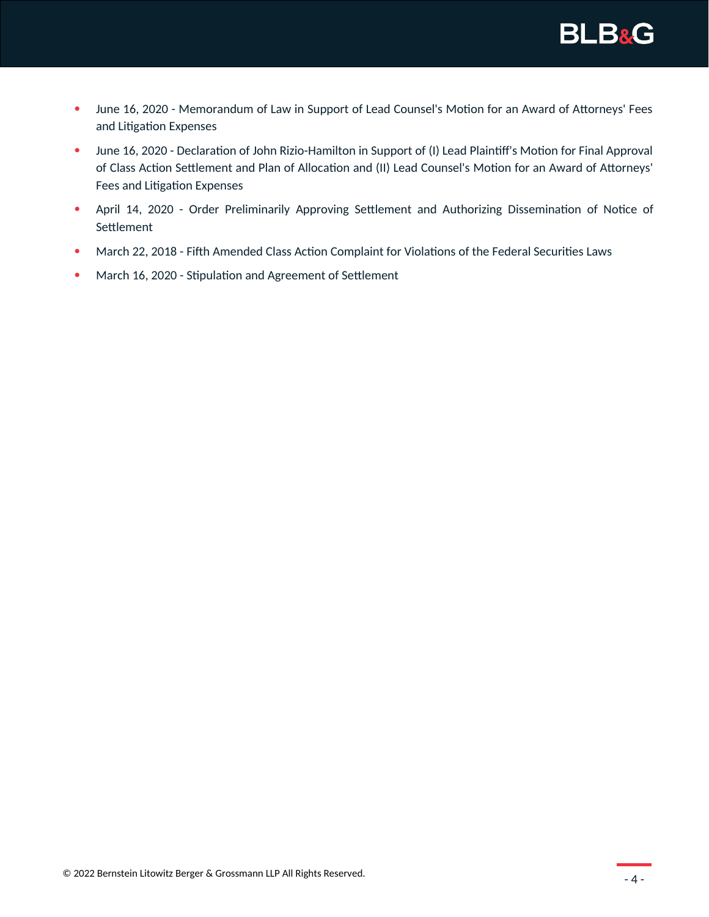- June 16, 2020 - Memorandum of Law in Support of Lead Counsel's Motion for an Award of Attorneys' Fees and Litigation Expenses
- June 16, 2020 - Declaration of John Rizio-Hamilton in Support of (I) Lead Plaintiff's Motion for Final Approval of Class Action Settlement and Plan of Allocation and (II) Lead Counsel's Motion for an Award of Attorneys' Fees and Litigation Expenses
- April 14, 2020 - Order Preliminarily Approving Settlement and Authorizing Dissemination of Notice of Settlement
- March 22, 2018 - Fifth Amended Class Action Complaint for Violations of the Federal Securities Laws
- March 16, 2020 - Stipulation and Agreement of Settlement